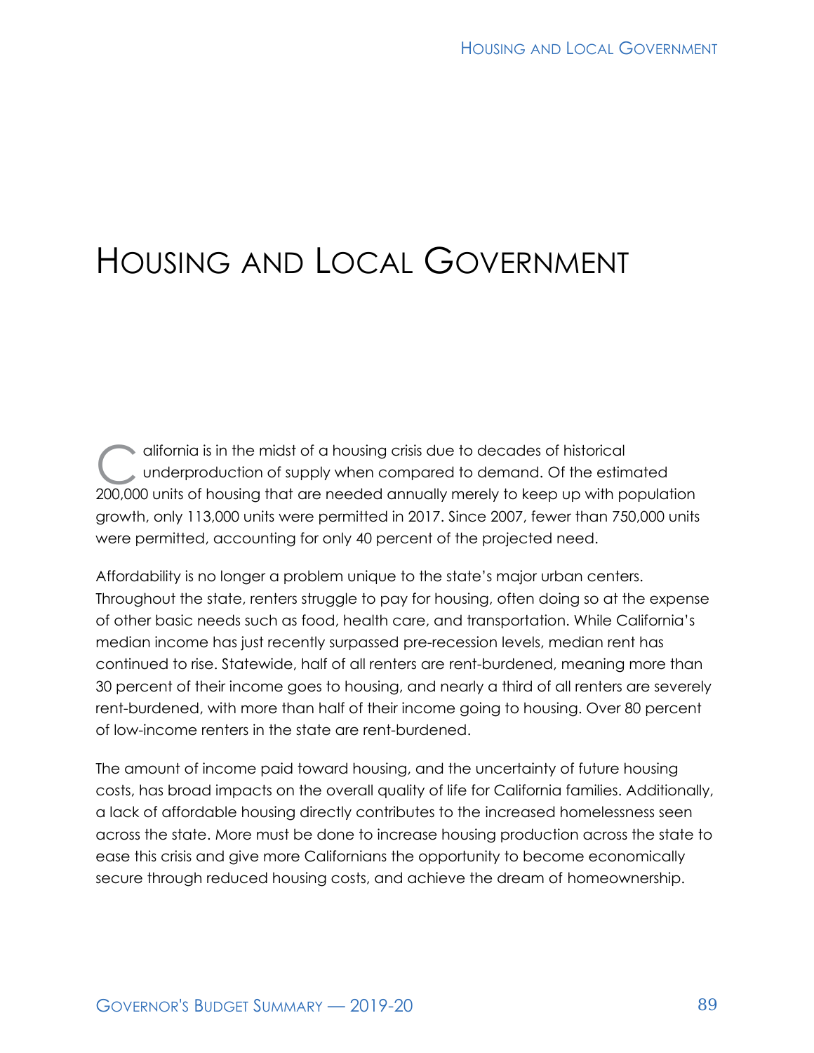# Housing and Local Government

California is in the midst of a housing crisis due to decades of historical underproduction of supply when compared to demand. Of the estimated 200,000 units of housing that are needed annually merely to keep up with population growth, only 113,000 units were permitted in 2017. Since 2007, fewer than 750,000 units were permitted, accounting for only 40 percent of the projected need.

Affordability is no longer a problem unique to the state's major urban centers. Throughout the state, renters struggle to pay for housing, often doing so at the expense of other basic needs such as food, health care, and transportation. While California's median income has just recently surpassed pre-recession levels, median rent has continued to rise. Statewide, half of all renters are rent-burdened, meaning more than 30 percent of their income goes to housing, and nearly a third of all renters are severely rent-burdened, with more than half of their income going to housing. Over 80 percent of low-income renters in the state are rent-burdened.

The amount of income paid toward housing, and the uncertainty of future housing costs, has broad impacts on the overall quality of life for California families. Additionally, a lack of affordable housing directly contributes to the increased homelessness seen across the state. More must be done to increase housing production across the state to ease this crisis and give more Californians the opportunity to become economically secure through reduced housing costs, and achieve the dream of homeownership.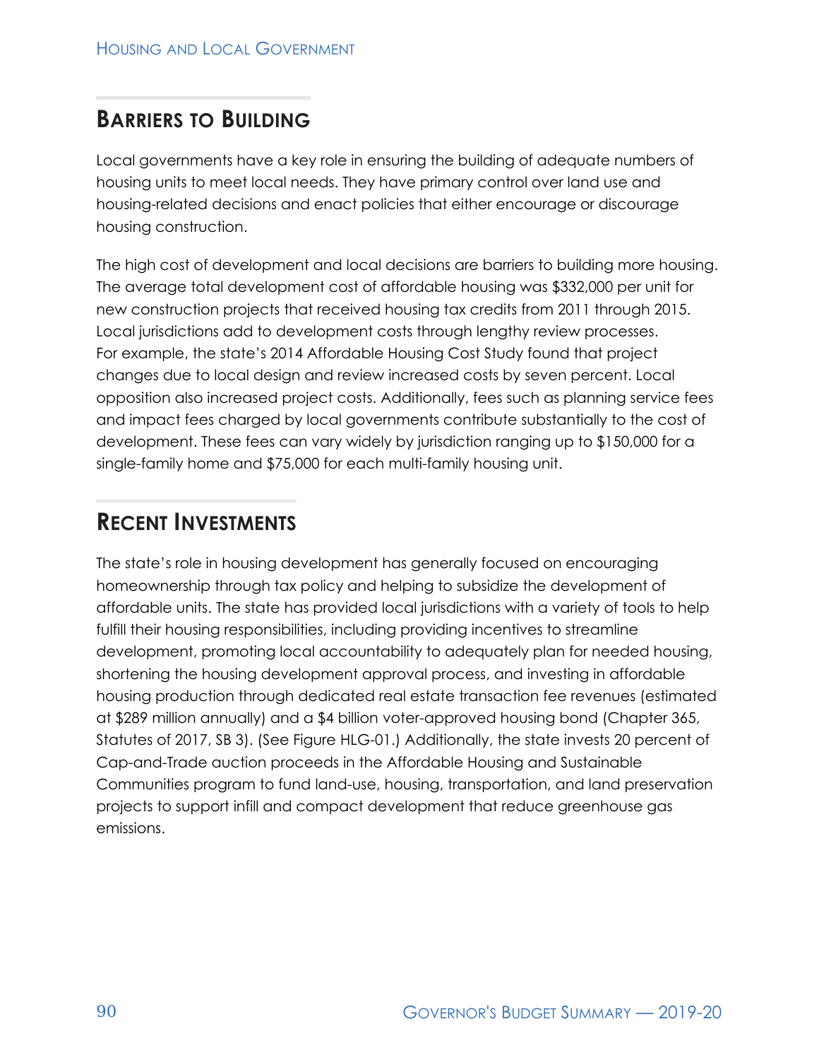## Barriers to Building

Local governments have a key role in ensuring the building of adequate numbers of housing units to meet local needs. They have primary control over land use and housing-related decisions and enact policies that either encourage or discourage housing construction.

The high cost of development and local decisions are barriers to building more housing. The average total development cost of affordable housing was $332,000 per unit for new construction projects that received housing tax credits from 2011 through 2015. Local jurisdictions add to development costs through lengthy review processes. For example, the state's 2014 Affordable Housing Cost Study found that project changes due to local design and review increased costs by seven percent. Local opposition also increased project costs. Additionally, fees such as planning service fees and impact fees charged by local governments contribute substantially to the cost of development. These fees can vary widely by jurisdiction ranging up to $150,000 for a single-family home and $75,000 for each multi-family housing unit.

## Recent Investments

The state's role in housing development has generally focused on encouraging homeownership through tax policy and helping to subsidize the development of affordable units. The state has provided local jurisdictions with a variety of tools to help fulfill their housing responsibilities, including providing incentives to streamline development, promoting local accountability to adequately plan for needed housing, shortening the housing development approval process, and investing in affordable housing production through dedicated real estate transaction fee revenues (estimated at $289 million annually) and a $4 billion voter-approved housing bond (Chapter 365, Statutes of 2017, SB 3). (See Figure HLG-01.) Additionally, the state invests 20 percent of Cap-and-Trade auction proceeds in the Affordable Housing and Sustainable Communities program to fund land-use, housing, transportation, and land preservation projects to support infill and compact development that reduce greenhouse gas emissions.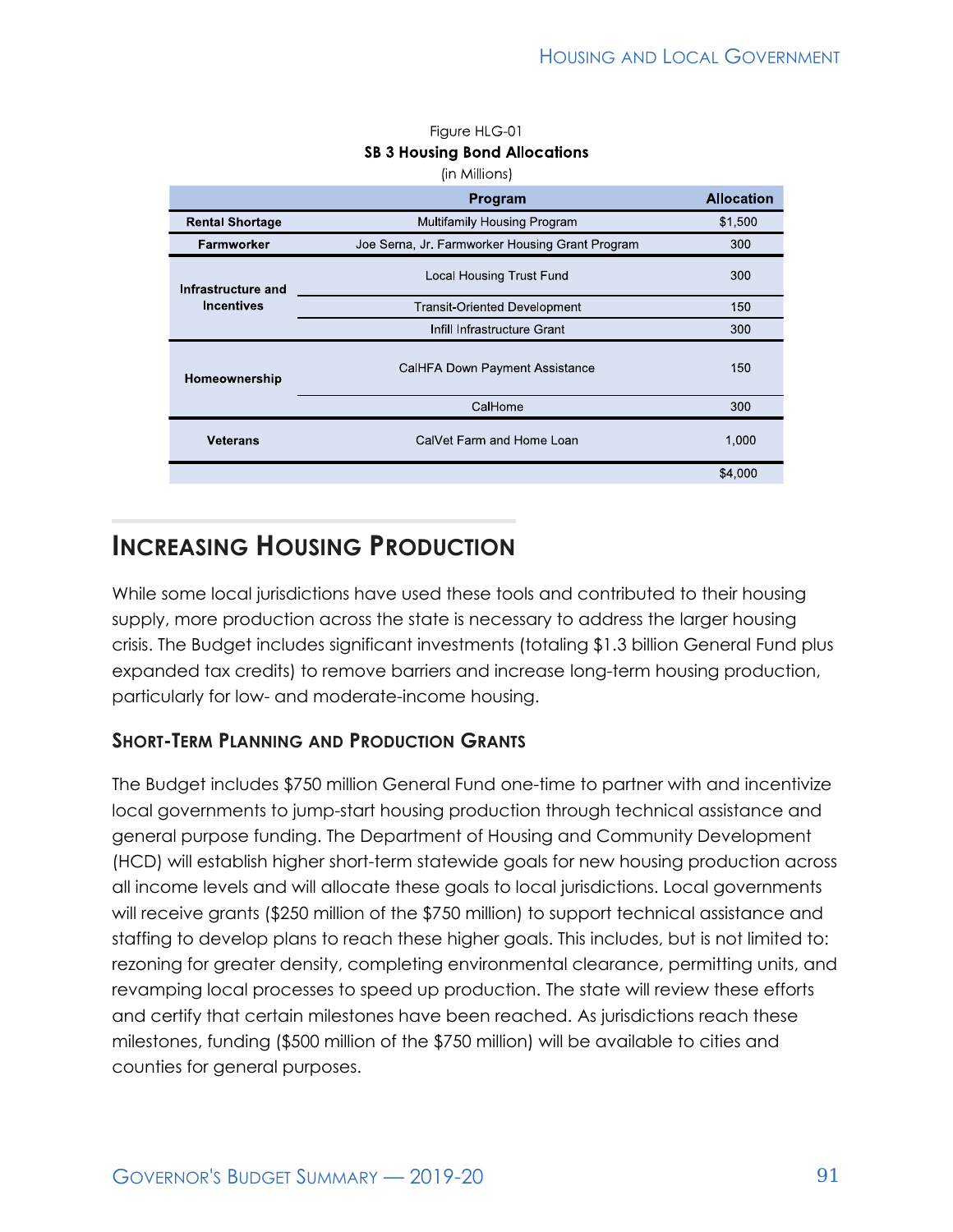Figure HLG-01

**SB 3 Housing Bond Allocations**

(in Millions)

| | Program | Allocation |
|---|---|---|
| **Rental Shortage** | Multifamily Housing Program | $1,500 |
| **Farmworker** | Joe Serna, Jr. Farmworker Housing Grant Program | 300 |
| **Infrastructure and Incentives** | Local Housing Trust Fund | 300 |
| | Transit-Oriented Development | 150 |
| | Infill Infrastructure Grant | 300 |
| **Homeownership** | CalHFA Down Payment Assistance | 150 |
| | CalHome | 300 |
| **Veterans** | CalVet Farm and Home Loan | 1,000 |
| | | $4,000 |

## Increasing Housing Production

While some local jurisdictions have used these tools and contributed to their housing supply, more production across the state is necessary to address the larger housing crisis. The Budget includes significant investments (totaling $1.3 billion General Fund plus expanded tax credits) to remove barriers and increase long-term housing production, particularly for low- and moderate-income housing.

### Short-Term Planning and Production Grants

The Budget includes $750 million General Fund one-time to partner with and incentivize local governments to jump-start housing production through technical assistance and general purpose funding. The Department of Housing and Community Development (HCD) will establish higher short-term statewide goals for new housing production across all income levels and will allocate these goals to local jurisdictions. Local governments will receive grants ($250 million of the $750 million) to support technical assistance and staffing to develop plans to reach these higher goals. This includes, but is not limited to: rezoning for greater density, completing environmental clearance, permitting units, and revamping local processes to speed up production. The state will review these efforts and certify that certain milestones have been reached. As jurisdictions reach these milestones, funding ($500 million of the $750 million) will be available to cities and counties for general purposes.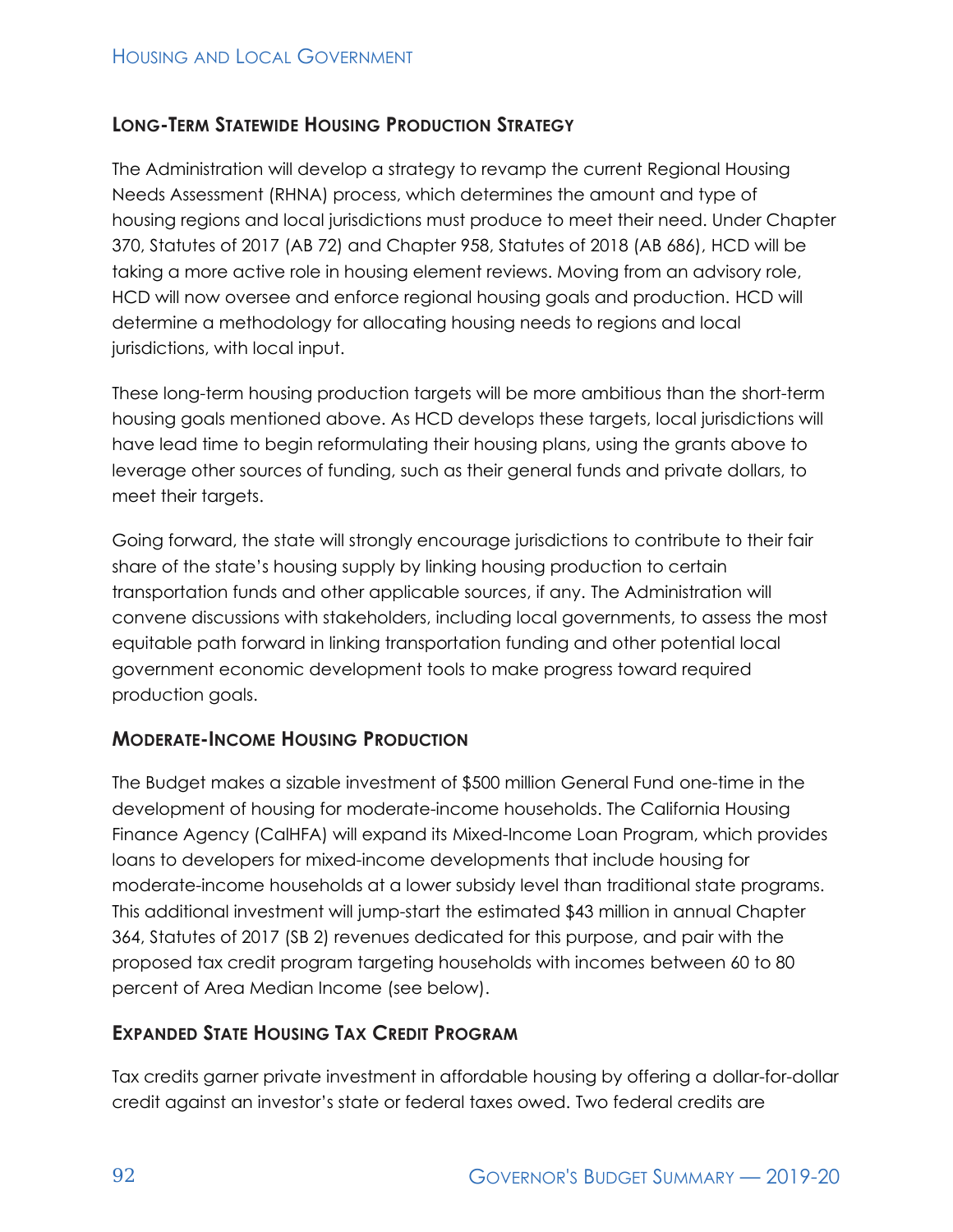## Long-Term Statewide Housing Production Strategy

The Administration will develop a strategy to revamp the current Regional Housing Needs Assessment (RHNA) process, which determines the amount and type of housing regions and local jurisdictions must produce to meet their need. Under Chapter 370, Statutes of 2017 (AB 72) and Chapter 958, Statutes of 2018 (AB 686), HCD will be taking a more active role in housing element reviews. Moving from an advisory role, HCD will now oversee and enforce regional housing goals and production. HCD will determine a methodology for allocating housing needs to regions and local jurisdictions, with local input.

These long-term housing production targets will be more ambitious than the short-term housing goals mentioned above. As HCD develops these targets, local jurisdictions will have lead time to begin reformulating their housing plans, using the grants above to leverage other sources of funding, such as their general funds and private dollars, to meet their targets.

Going forward, the state will strongly encourage jurisdictions to contribute to their fair share of the state's housing supply by linking housing production to certain transportation funds and other applicable sources, if any. The Administration will convene discussions with stakeholders, including local governments, to assess the most equitable path forward in linking transportation funding and other potential local government economic development tools to make progress toward required production goals.

## Moderate-Income Housing Production

The Budget makes a sizable investment of $500 million General Fund one-time in the development of housing for moderate-income households. The California Housing Finance Agency (CalHFA) will expand its Mixed-Income Loan Program, which provides loans to developers for mixed-income developments that include housing for moderate-income households at a lower subsidy level than traditional state programs. This additional investment will jump-start the estimated $43 million in annual Chapter 364, Statutes of 2017 (SB 2) revenues dedicated for this purpose, and pair with the proposed tax credit program targeting households with incomes between 60 to 80 percent of Area Median Income (see below).

## Expanded State Housing Tax Credit Program

Tax credits garner private investment in affordable housing by offering a dollar-for-dollar credit against an investor's state or federal taxes owed. Two federal credits are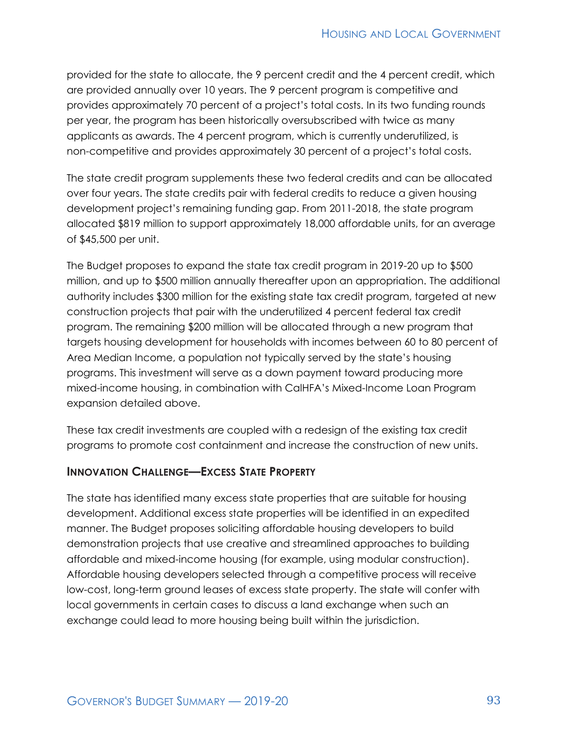provided for the state to allocate, the 9 percent credit and the 4 percent credit, which are provided annually over 10 years. The 9 percent program is competitive and provides approximately 70 percent of a project's total costs. In its two funding rounds per year, the program has been historically oversubscribed with twice as many applicants as awards. The 4 percent program, which is currently underutilized, is non-competitive and provides approximately 30 percent of a project's total costs.

The state credit program supplements these two federal credits and can be allocated over four years. The state credits pair with federal credits to reduce a given housing development project's remaining funding gap. From 2011-2018, the state program allocated $819 million to support approximately 18,000 affordable units, for an average of $45,500 per unit.

The Budget proposes to expand the state tax credit program in 2019-20 up to $500 million, and up to $500 million annually thereafter upon an appropriation. The additional authority includes $300 million for the existing state tax credit program, targeted at new construction projects that pair with the underutilized 4 percent federal tax credit program. The remaining $200 million will be allocated through a new program that targets housing development for households with incomes between 60 to 80 percent of Area Median Income, a population not typically served by the state's housing programs. This investment will serve as a down payment toward producing more mixed-income housing, in combination with CalHFA's Mixed-Income Loan Program expansion detailed above.

These tax credit investments are coupled with a redesign of the existing tax credit programs to promote cost containment and increase the construction of new units.

### Innovation Challenge—Excess State Property

The state has identified many excess state properties that are suitable for housing development. Additional excess state properties will be identified in an expedited manner. The Budget proposes soliciting affordable housing developers to build demonstration projects that use creative and streamlined approaches to building affordable and mixed-income housing (for example, using modular construction). Affordable housing developers selected through a competitive process will receive low-cost, long-term ground leases of excess state property. The state will confer with local governments in certain cases to discuss a land exchange when such an exchange could lead to more housing being built within the jurisdiction.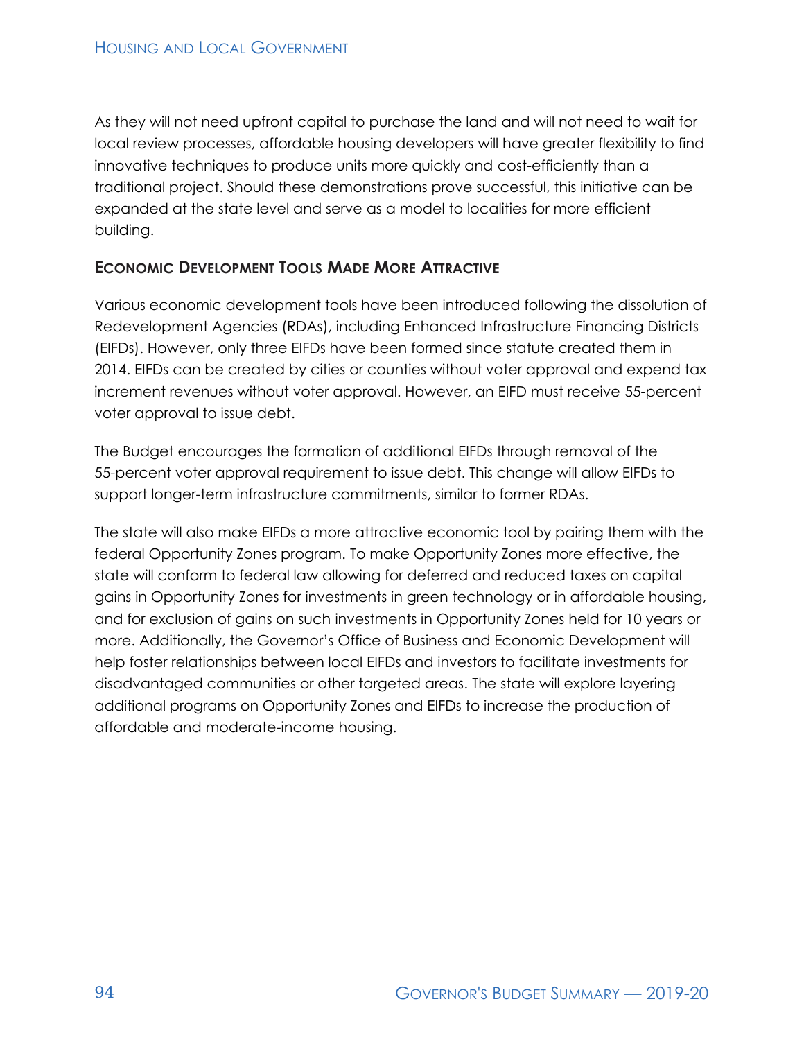As they will not need upfront capital to purchase the land and will not need to wait for local review processes, affordable housing developers will have greater flexibility to find innovative techniques to produce units more quickly and cost-efficiently than a traditional project. Should these demonstrations prove successful, this initiative can be expanded at the state level and serve as a model to localities for more efficient building.

### Economic Development Tools Made More Attractive

Various economic development tools have been introduced following the dissolution of Redevelopment Agencies (RDAs), including Enhanced Infrastructure Financing Districts (EIFDs). However, only three EIFDs have been formed since statute created them in 2014. EIFDs can be created by cities or counties without voter approval and expend tax increment revenues without voter approval. However, an EIFD must receive 55-percent voter approval to issue debt.

The Budget encourages the formation of additional EIFDs through removal of the 55-percent voter approval requirement to issue debt. This change will allow EIFDs to support longer-term infrastructure commitments, similar to former RDAs.

The state will also make EIFDs a more attractive economic tool by pairing them with the federal Opportunity Zones program. To make Opportunity Zones more effective, the state will conform to federal law allowing for deferred and reduced taxes on capital gains in Opportunity Zones for investments in green technology or in affordable housing, and for exclusion of gains on such investments in Opportunity Zones held for 10 years or more. Additionally, the Governor's Office of Business and Economic Development will help foster relationships between local EIFDs and investors to facilitate investments for disadvantaged communities or other targeted areas. The state will explore layering additional programs on Opportunity Zones and EIFDs to increase the production of affordable and moderate-income housing.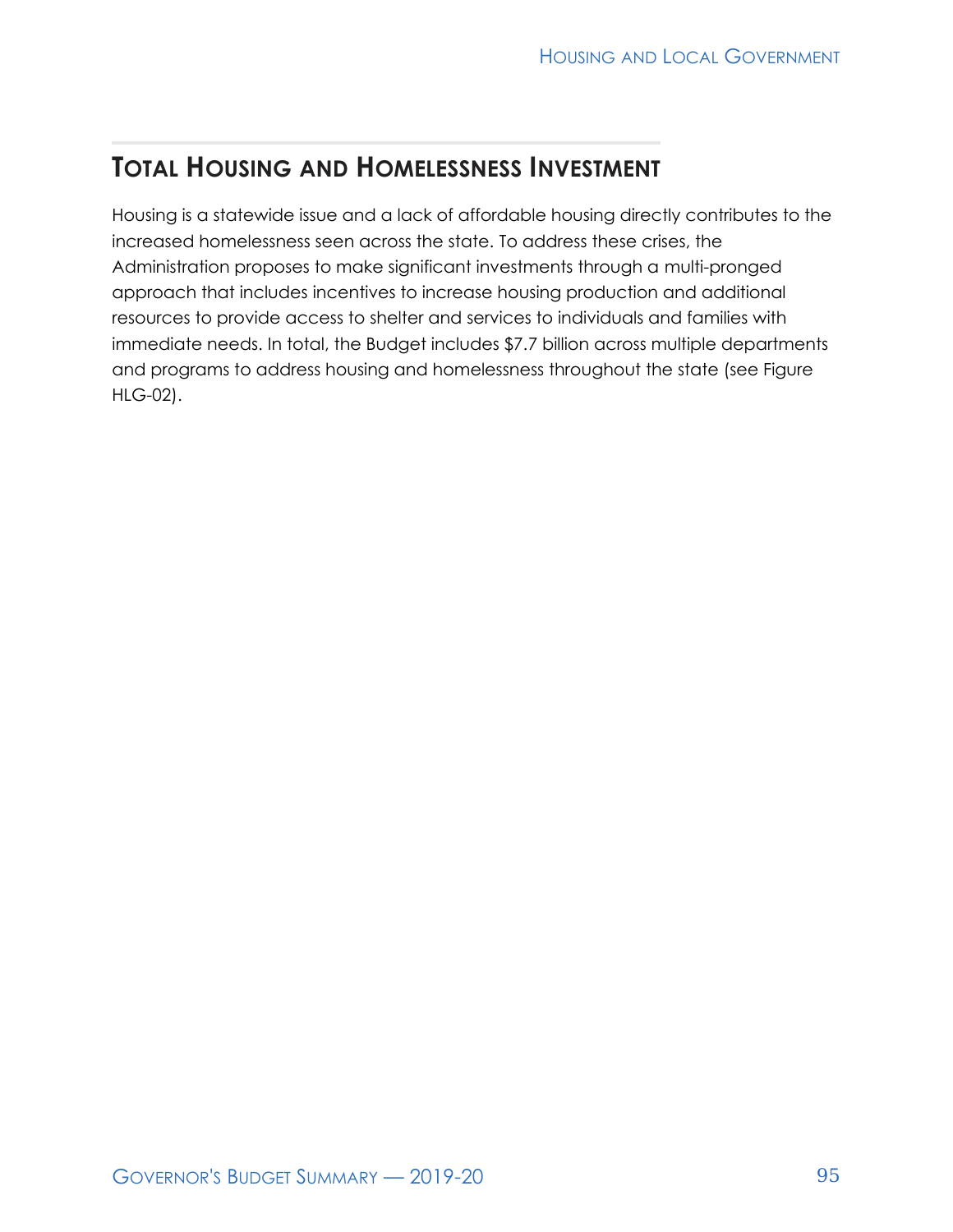## Total Housing and Homelessness Investment

Housing is a statewide issue and a lack of affordable housing directly contributes to the increased homelessness seen across the state. To address these crises, the Administration proposes to make significant investments through a multi-pronged approach that includes incentives to increase housing production and additional resources to provide access to shelter and services to individuals and families with immediate needs. In total, the Budget includes $7.7 billion across multiple departments and programs to address housing and homelessness throughout the state (see Figure HLG-02).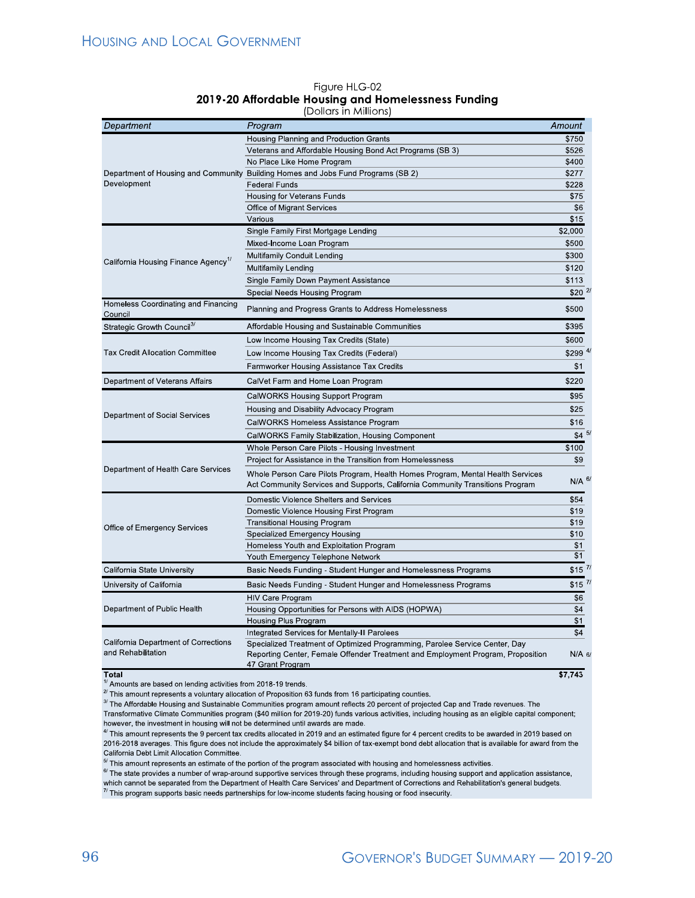Figure HLG-02

**2019-20 Affordable Housing and Homelessness Funding**

(Dollars in Millions)

| Department | Program | Amount |
|---|---|---|
| Department of Housing and Community Development | Housing Planning and Production Grants | $750 |
| | Veterans and Affordable Housing Bond Act Programs (SB 3) | $526 |
| | No Place Like Home Program | $400 |
| | Building Homes and Jobs Fund Programs (SB 2) | $277 |
| | Federal Funds | $228 |
| | Housing for Veterans Funds | $75 |
| | Office of Migrant Services | $6 |
| | Various | $15 |
| California Housing Finance Agency[1/] | Single Family First Mortgage Lending | $2,000 |
| | Mixed-Income Loan Program | $500 |
| | Multifamily Conduit Lending | $300 |
| | Multifamily Lending | $120 |
| | Single Family Down Payment Assistance | $113 |
| | Special Needs Housing Program | $20 [2/] |
| Homeless Coordinating and Financing Council | Planning and Progress Grants to Address Homelessness | $500 |
| Strategic Growth Council[3/] | Affordable Housing and Sustainable Communities | $395 |
| Tax Credit Allocation Committee | Low Income Housing Tax Credits (State) | $600 |
| | Low Income Housing Tax Credits (Federal) | $299 [4/] |
| | Farmworker Housing Assistance Tax Credits | $1 |
| Department of Veterans Affairs | CalVet Farm and Home Loan Program | $220 |
| Department of Social Services | CalWORKS Housing Support Program | $95 |
| | Housing and Disability Advocacy Program | $25 |
| | CalWORKS Homeless Assistance Program | $16 |
| | CalWORKS Family Stabilization, Housing Component | $4 [5/] |
| Department of Health Care Services | Whole Person Care Pilots - Housing Investment | $100 |
| | Project for Assistance in the Transition from Homelessness | $9 |
| | Whole Person Care Pilots Program, Health Homes Program, Mental Health Services Act Community Services and Supports, California Community Transitions Program | N/A [6/] |
| Office of Emergency Services | Domestic Violence Shelters and Services | $54 |
| | Domestic Violence Housing First Program | $19 |
| | Transitional Housing Program | $19 |
| | Specialized Emergency Housing | $10 |
| | Homeless Youth and Exploitation Program | $1 |
| | Youth Emergency Telephone Network | $1 |
| California State University | Basic Needs Funding - Student Hunger and Homelessness Programs | $15 [7/] |
| University of California | Basic Needs Funding - Student Hunger and Homelessness Programs | $15 [7/] |
| Department of Public Health | HIV Care Program | $6 |
| | Housing Opportunities for Persons with AIDS (HOPWA) | $4 |
| | Housing Plus Program | $1 |
| California Department of Corrections and Rehabilitation | Integrated Services for Mentally-Ill Parolees | $4 |
| | Specialized Treatment of Optimized Programming, Parolee Service Center, Day Reporting Center, Female Offender Treatment and Employment Program, Proposition 47 Grant Program | N/A [6/] |
| **Total** | | **$7,743** |

[1/] Amounts are based on lending activities from 2018-19 trends.

[2/] This amount represents a voluntary allocation of Proposition 63 funds from 16 participating counties.

[3/] The Affordable Housing and Sustainable Communities program amount reflects 20 percent of projected Cap and Trade revenues. The Transformative Climate Communities program ($40 million for 2019-20) funds various activities, including housing as an eligible capital component; however, the investment in housing will not be determined until awards are made.

[4/] This amount represents the 9 percent tax credits allocated in 2019 and an estimated figure for 4 percent credits to be awarded in 2019 based on 2016-2018 averages. This figure does not include the approximately $4 billion of tax-exempt bond debt allocation that is available for award from the California Debt Limit Allocation Committee.

[5/] This amount represents an estimate of the portion of the program associated with housing and homelessness activities.

[6/] The state provides a number of wrap-around supportive services through these programs, including housing support and application assistance, which cannot be separated from the Department of Health Care Services' and Department of Corrections and Rehabilitation's general budgets.

[7/] This program supports basic needs partnerships for low-income students facing housing or food insecurity.